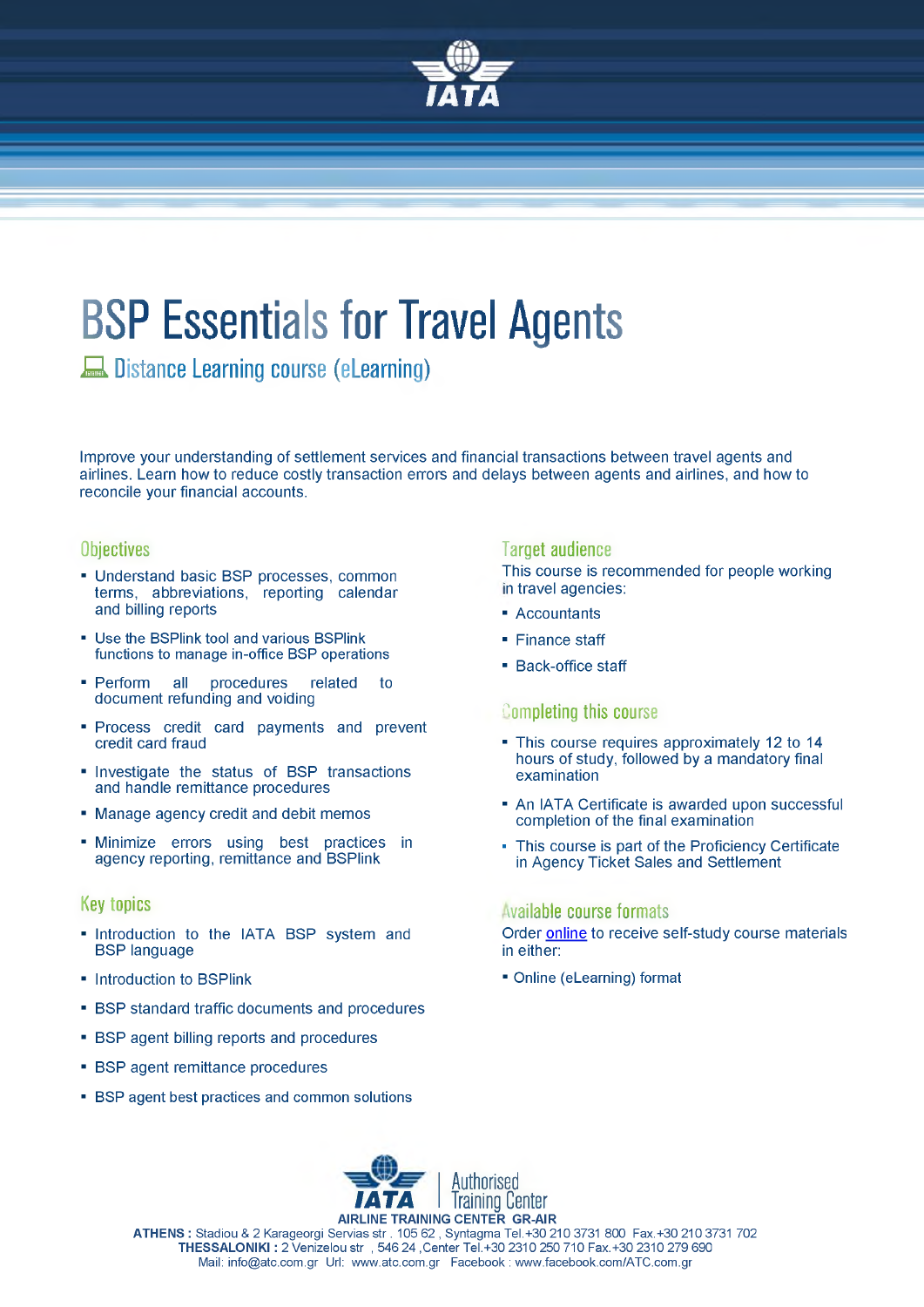# BSP Essentials for Travel Agents

## Distance Learning course (eLearning)

Improve your understanding of settlement services and financial transactions between travel agents and airlines. Learn how to reduce costly transaction errors and delays between agents and airlines, and how to reconcile your financial accounts.

### Objectives

- Understand basic BSP processes, common terms, abbreviations, reporting calendar and billing reports
- Use the BSPlink tool and various BSPlink functions to manage in-office BSP operations
- Perform all procedures related to document refunding and voiding
- Process credit card payments and prevent credit card fraud
- Investigate the status of BSP transactions and handle remittance procedures
- Manage agency credit and debit memos
- Minimize errors using best practices in agency reporting, remittance and BSPlink

### Key topics

- Introduction to the IATA BSP system and BSP language
- Introduction to BSPlink
- BSP standard traffic documents and procedures
- BSP agent billing reports and procedures
- BSP agent remittance procedures
- BSP agent best practices and common solutions

### Target audience

This course is recommended for people working in travel agencies:

- Accountants
- Finance staff
- Back-office staff

### Completing this course

- This course requires approximately 12 to 14 hours of study, followed by a mandatory final examination
- An IATA Certificate is awarded upon successful completion of the final examination
- This course is part of the Proficiency Certificate in Agency Ticket Sales and Settlement

### Available course formats

Order online to receive self-study course materials in either:

- Online (eLearning) format

IATA | Authorised Training Center

**AIRLINE TRAINING CENTER GR-AIR**

**ATHENS :** Stadiou & 2 Karageorgi Servias str . 105 62 , Syntagma Tel.+30 210 3731 800 Fax.+30 210 3731 702
**THESSALONIKI :** 2 Venizelou str , 546 24 ,Center Tel.+30 2310 250 710 Fax.+30 2310 279 690
Mail: info@atc.com.gr Url: www.atc.com.gr Facebook : www.facebook.com/ATC.com.gr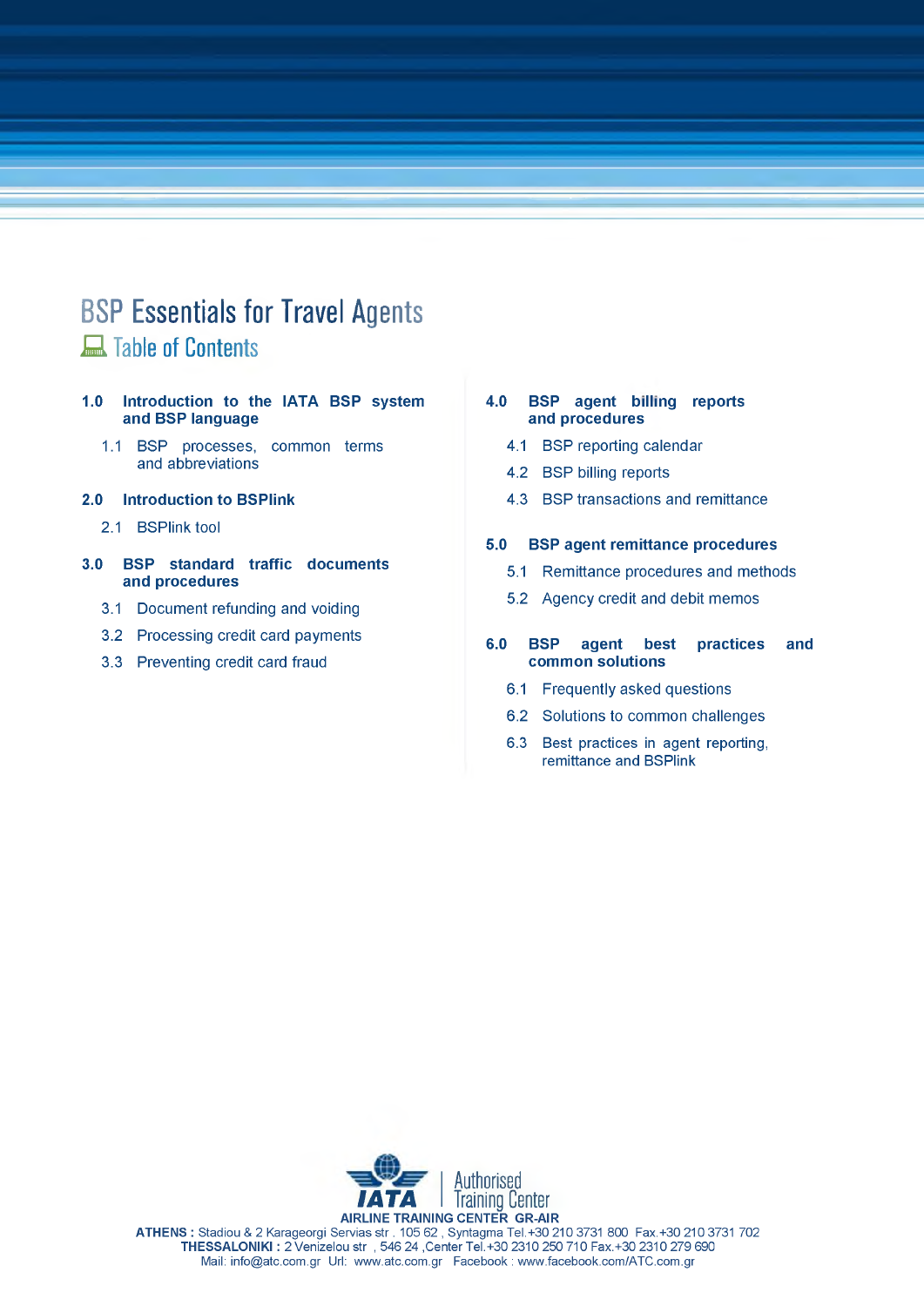# BSP Essentials for Travel Agents

## Table of Contents

**1.0 Introduction to the IATA BSP system and BSP language**

- 1.1 BSP processes, common terms and abbreviations

**2.0 Introduction to BSPlink**

- 2.1 BSPlink tool

**3.0 BSP standard traffic documents and procedures**

- 3.1 Document refunding and voiding
- 3.2 Processing credit card payments
- 3.3 Preventing credit card fraud

**4.0 BSP agent billing reports and procedures**

- 4.1 BSP reporting calendar
- 4.2 BSP billing reports
- 4.3 BSP transactions and remittance

**5.0 BSP agent remittance procedures**

- 5.1 Remittance procedures and methods
- 5.2 Agency credit and debit memos

**6.0 BSP agent best practices and common solutions**

- 6.1 Frequently asked questions
- 6.2 Solutions to common challenges
- 6.3 Best practices in agent reporting, remittance and BSPlink

IATA Authorised Training Center

AIRLINE TRAINING CENTER GR-AIR

**ATHENS :** Stadiou & 2 Karageorgi Servias str . 105 62 , Syntagma Tel.+30 210 3731 800 Fax.+30 210 3731 702
**THESSALONIKI :** 2 Venizelou str , 546 24 ,Center Tel.+30 2310 250 710 Fax.+30 2310 279 690
Mail: info@atc.com.gr Url: www.atc.com.gr Facebook : www.facebook.com/ATC.com.gr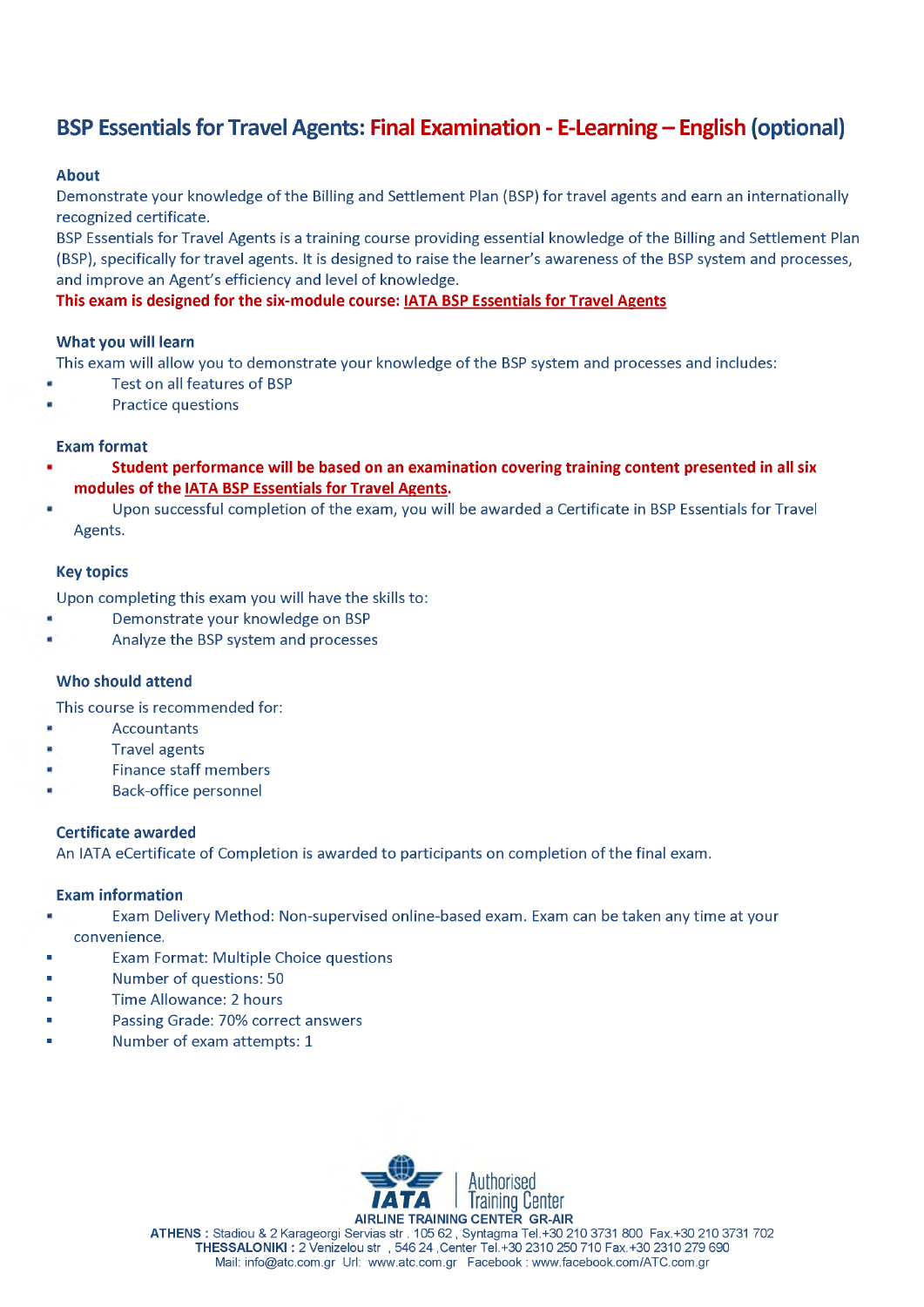# BSP Essentials for Travel Agents: Final Examination - E-Learning – English (optional)

### About

Demonstrate your knowledge of the Billing and Settlement Plan (BSP) for travel agents and earn an internationally recognized certificate.

BSP Essentials for Travel Agents is a training course providing essential knowledge of the Billing and Settlement Plan (BSP), specifically for travel agents. It is designed to raise the learner's awareness of the BSP system and processes, and improve an Agent's efficiency and level of knowledge.

**This exam is designed for the six-module course: IATA BSP Essentials for Travel Agents**

### What you will learn

This exam will allow you to demonstrate your knowledge of the BSP system and processes and includes:

- Test on all features of BSP
- Practice questions

### Exam format

- **Student performance will be based on an examination covering training content presented in all six modules of the IATA BSP Essentials for Travel Agents.**
- Upon successful completion of the exam, you will be awarded a Certificate in BSP Essentials for Travel Agents.

### Key topics

Upon completing this exam you will have the skills to:

- Demonstrate your knowledge on BSP
- Analyze the BSP system and processes

### Who should attend

This course is recommended for:

- Accountants
- Travel agents
- Finance staff members
- Back-office personnel

### Certificate awarded

An IATA eCertificate of Completion is awarded to participants on completion of the final exam.

### Exam information

- Exam Delivery Method: Non-supervised online-based exam. Exam can be taken any time at your convenience.
- Exam Format: Multiple Choice questions
- Number of questions: 50
- Time Allowance: 2 hours
- Passing Grade: 70% correct answers
- Number of exam attempts: 1

IATA | Authorised Training Center

AIRLINE TRAINING CENTER GR-AIR

**ATHENS :** Stadiou & 2 Karageorgi Servias str . 105 62 , Syntagma Tel.+30 210 3731 800 Fax.+30 210 3731 702
**THESSALONIKI :** 2 Venizelou str , 546 24 ,Center Tel.+30 2310 250 710 Fax.+30 2310 279 690
Mail: info@atc.com.gr Url: www.atc.com.gr Facebook : www.facebook.com/ATC.com.gr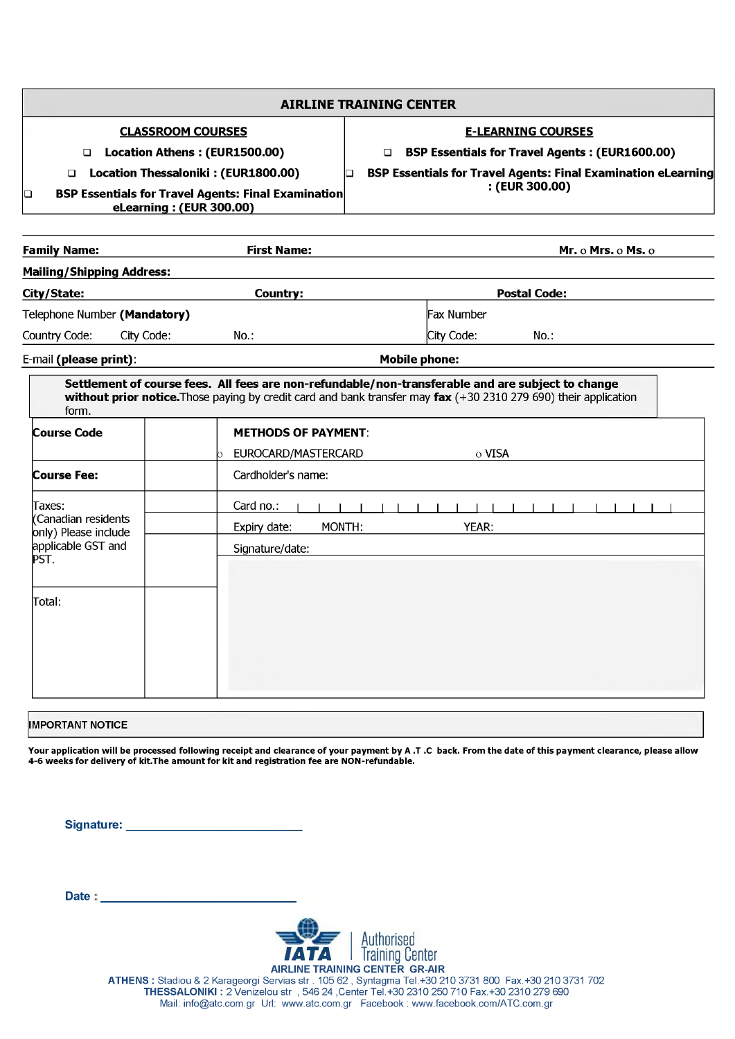## AIRLINE TRAINING CENTER

| CLASSROOM COURSES | E-LEARNING COURSES |
|---|---|
| ❑ Location Athens : (EUR1500.00) | ❑ BSP Essentials for Travel Agents : (EUR1600.00) |
| ❑ Location Thessaloniki : (EUR1800.00) | ❑ BSP Essentials for Travel Agents: Final Examination eLearning : (EUR 300.00) |
| ❑ BSP Essentials for Travel Agents: Final Examination eLearning : (EUR 300.00) | |

**Family Name:** **First Name:** **Mr.** o **Mrs.** o **Ms.** o

**Mailing/Shipping Address:**

**City/State:** **Country:** **Postal Code:**

| Telephone Number **(Mandatory)** | Fax Number |
|---|---|
| Country Code: City Code: No.: | City Code: No.: |

E-mail **(please print)**: **Mobile phone:**

**Settlement of course fees. All fees are non-refundable/non-transferable and are subject to change without prior notice.** Those paying by credit card and bank transfer may **fax** (+30 2310 279 690) their application form.

| | | |
|---|---|---|
| **Course Code** | | **METHODS OF PAYMENT**:<br>o EUROCARD/MASTERCARD o VISA |
| **Course Fee:** | | Cardholder's name: |
| Taxes: (Canadian residents only) Please include applicable GST and PST. | | Card no.: |
| | | Expiry date: MONTH: YEAR: |
| | | Signature/date: |
| Total: | | |

IMPORTANT NOTICE

**Your application will be processed following receipt and clearance of your payment by A .T .C back. From the date of this payment clearance, please allow 4-6 weeks for delivery of kit.The amount for kit and registration fee are NON-refundable.**

**Signature:** ___________________________

**Date :** ___________________________

IATA | Authorised Training Center

**AIRLINE TRAINING CENTER GR-AIR**

**ATHENS :** Stadiou & 2 Karageorgi Servias str . 105 62 , Syntagma Tel.+30 210 3731 800 Fax.+30 210 3731 702
**THESSALONIKI :** 2 Venizelou str , 546 24 ,Center Tel.+30 2310 250 710 Fax.+30 2310 279 690
Mail: info@atc.com.gr Url: www.atc.com.gr Facebook : www.facebook.com/ATC.com.gr